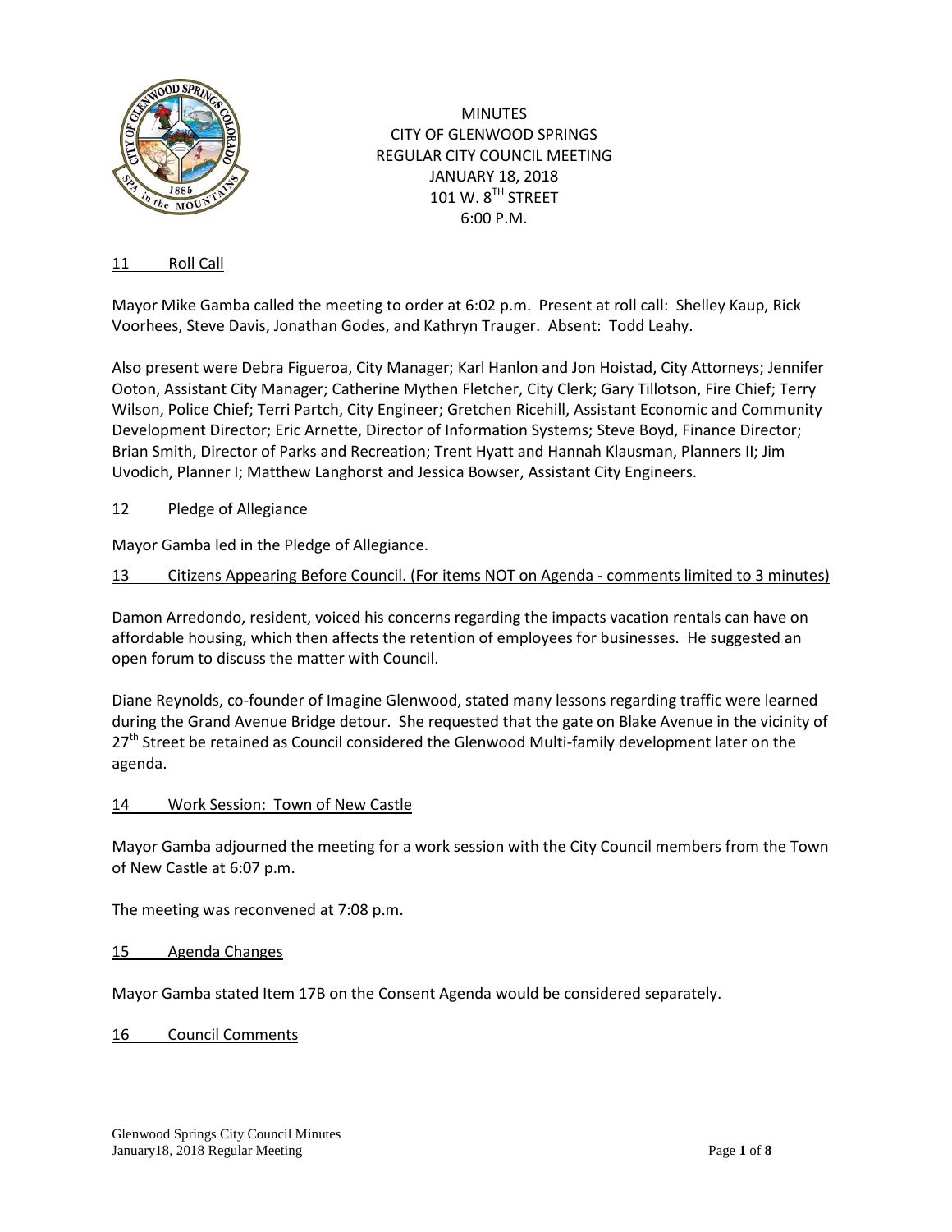MINUTES
CITY OF GLENWOOD SPRINGS
REGULAR CITY COUNCIL MEETING
JANUARY 18, 2018
101 W. 8TH STREET
6:00 P.M.

## 11 Roll Call

Mayor Mike Gamba called the meeting to order at 6:02 p.m. Present at roll call: Shelley Kaup, Rick Voorhees, Steve Davis, Jonathan Godes, and Kathryn Trauger. Absent: Todd Leahy.

Also present were Debra Figueroa, City Manager; Karl Hanlon and Jon Hoistad, City Attorneys; Jennifer Ooton, Assistant City Manager; Catherine Mythen Fletcher, City Clerk; Gary Tillotson, Fire Chief; Terry Wilson, Police Chief; Terri Partch, City Engineer; Gretchen Ricehill, Assistant Economic and Community Development Director; Eric Arnette, Director of Information Systems; Steve Boyd, Finance Director; Brian Smith, Director of Parks and Recreation; Trent Hyatt and Hannah Klausman, Planners II; Jim Uvodich, Planner I; Matthew Langhorst and Jessica Bowser, Assistant City Engineers.

## 12 Pledge of Allegiance

Mayor Gamba led in the Pledge of Allegiance.

## 13 Citizens Appearing Before Council. (For items NOT on Agenda - comments limited to 3 minutes)

Damon Arredondo, resident, voiced his concerns regarding the impacts vacation rentals can have on affordable housing, which then affects the retention of employees for businesses. He suggested an open forum to discuss the matter with Council.

Diane Reynolds, co-founder of Imagine Glenwood, stated many lessons regarding traffic were learned during the Grand Avenue Bridge detour. She requested that the gate on Blake Avenue in the vicinity of 27th Street be retained as Council considered the Glenwood Multi-family development later on the agenda.

## 14 Work Session: Town of New Castle

Mayor Gamba adjourned the meeting for a work session with the City Council members from the Town of New Castle at 6:07 p.m.

The meeting was reconvened at 7:08 p.m.

## 15 Agenda Changes

Mayor Gamba stated Item 17B on the Consent Agenda would be considered separately.

## 16 Council Comments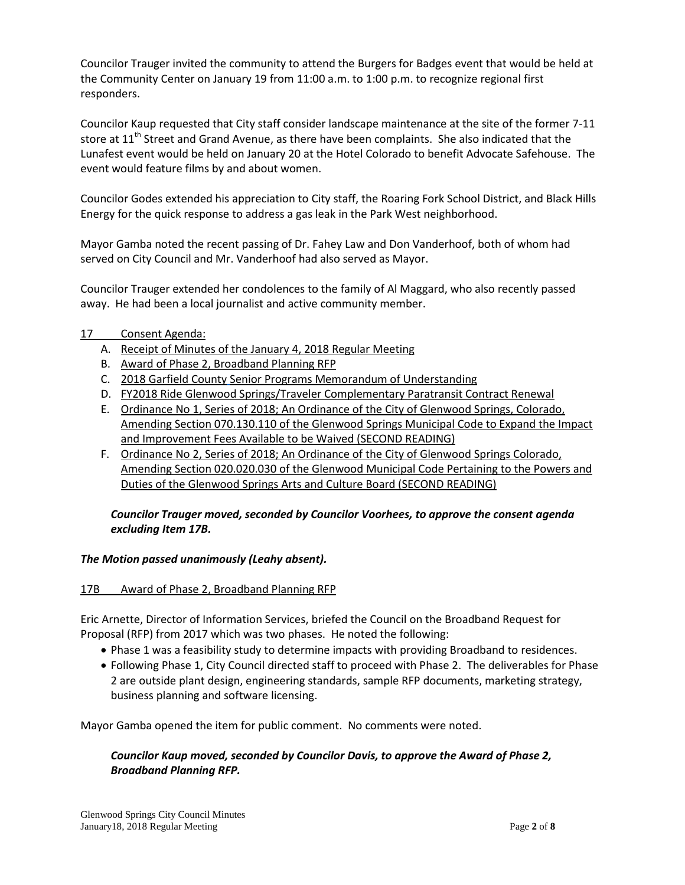Councilor Trauger invited the community to attend the Burgers for Badges event that would be held at the Community Center on January 19 from 11:00 a.m. to 1:00 p.m. to recognize regional first responders.

Councilor Kaup requested that City staff consider landscape maintenance at the site of the former 7-11 store at 11th Street and Grand Avenue, as there have been complaints. She also indicated that the Lunafest event would be held on January 20 at the Hotel Colorado to benefit Advocate Safehouse. The event would feature films by and about women.

Councilor Godes extended his appreciation to City staff, the Roaring Fork School District, and Black Hills Energy for the quick response to address a gas leak in the Park West neighborhood.

Mayor Gamba noted the recent passing of Dr. Fahey Law and Don Vanderhoof, both of whom had served on City Council and Mr. Vanderhoof had also served as Mayor.

Councilor Trauger extended her condolences to the family of Al Maggard, who also recently passed away. He had been a local journalist and active community member.

17 Consent Agenda:

A. Receipt of Minutes of the January 4, 2018 Regular Meeting
B. Award of Phase 2, Broadband Planning RFP
C. 2018 Garfield County Senior Programs Memorandum of Understanding
D. FY2018 Ride Glenwood Springs/Traveler Complementary Paratransit Contract Renewal
E. Ordinance No 1, Series of 2018; An Ordinance of the City of Glenwood Springs, Colorado, Amending Section 070.130.110 of the Glenwood Springs Municipal Code to Expand the Impact and Improvement Fees Available to be Waived (SECOND READING)
F. Ordinance No 2, Series of 2018; An Ordinance of the City of Glenwood Springs Colorado, Amending Section 020.020.030 of the Glenwood Municipal Code Pertaining to the Powers and Duties of the Glenwood Springs Arts and Culture Board (SECOND READING)

***Councilor Trauger moved, seconded by Councilor Voorhees, to approve the consent agenda excluding Item 17B.***

***The Motion passed unanimously (Leahy absent).***

17B Award of Phase 2, Broadband Planning RFP

Eric Arnette, Director of Information Services, briefed the Council on the Broadband Request for Proposal (RFP) from 2017 which was two phases. He noted the following:

- Phase 1 was a feasibility study to determine impacts with providing Broadband to residences.
- Following Phase 1, City Council directed staff to proceed with Phase 2. The deliverables for Phase 2 are outside plant design, engineering standards, sample RFP documents, marketing strategy, business planning and software licensing.

Mayor Gamba opened the item for public comment. No comments were noted.

***Councilor Kaup moved, seconded by Councilor Davis, to approve the Award of Phase 2, Broadband Planning RFP.***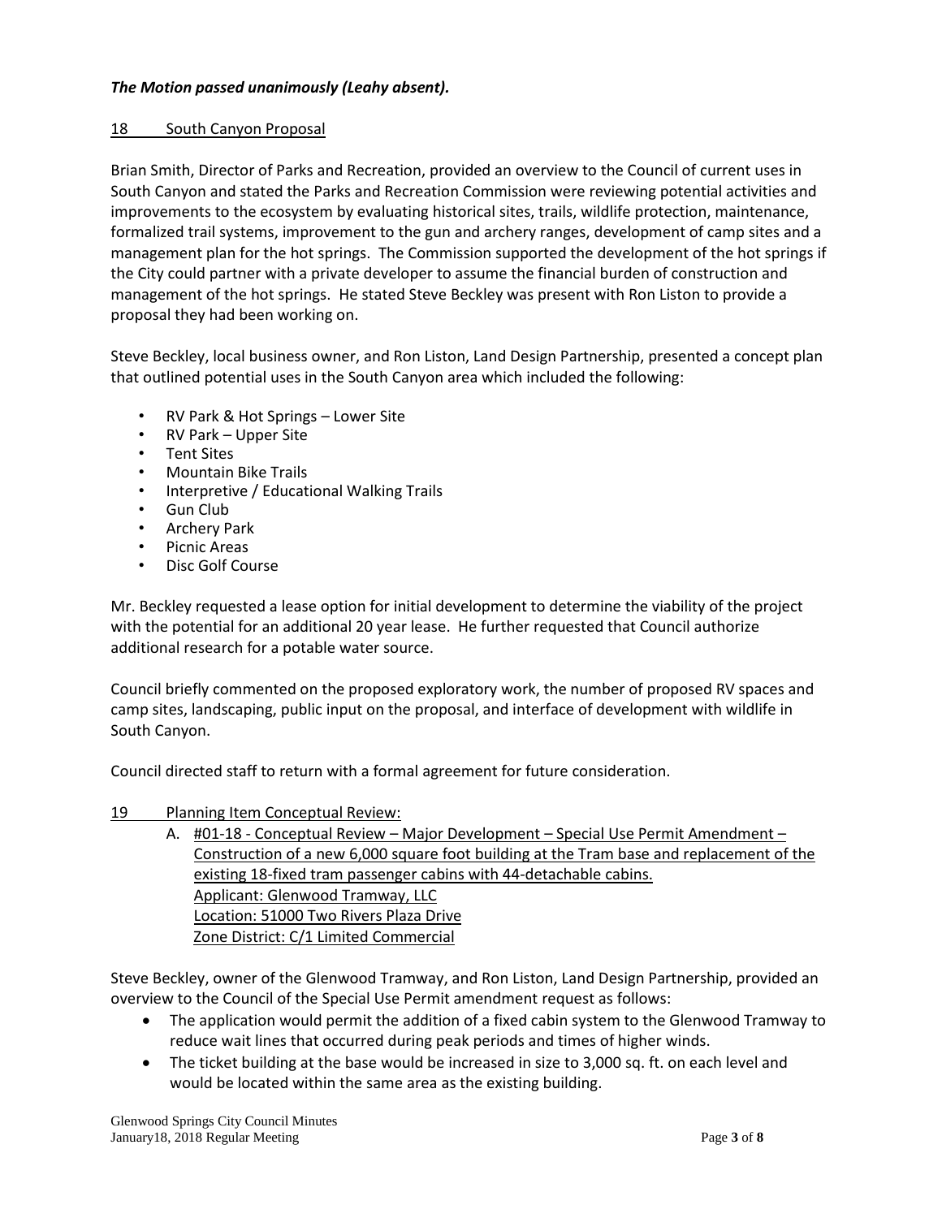***The Motion passed unanimously (Leahy absent).***

18 South Canyon Proposal

Brian Smith, Director of Parks and Recreation, provided an overview to the Council of current uses in South Canyon and stated the Parks and Recreation Commission were reviewing potential activities and improvements to the ecosystem by evaluating historical sites, trails, wildlife protection, maintenance, formalized trail systems, improvement to the gun and archery ranges, development of camp sites and a management plan for the hot springs. The Commission supported the development of the hot springs if the City could partner with a private developer to assume the financial burden of construction and management of the hot springs. He stated Steve Beckley was present with Ron Liston to provide a proposal they had been working on.

Steve Beckley, local business owner, and Ron Liston, Land Design Partnership, presented a concept plan that outlined potential uses in the South Canyon area which included the following:

- RV Park & Hot Springs – Lower Site
- RV Park – Upper Site
- Tent Sites
- Mountain Bike Trails
- Interpretive / Educational Walking Trails
- Gun Club
- Archery Park
- Picnic Areas
- Disc Golf Course

Mr. Beckley requested a lease option for initial development to determine the viability of the project with the potential for an additional 20 year lease. He further requested that Council authorize additional research for a potable water source.

Council briefly commented on the proposed exploratory work, the number of proposed RV spaces and camp sites, landscaping, public input on the proposal, and interface of development with wildlife in South Canyon.

Council directed staff to return with a formal agreement for future consideration.

19 Planning Item Conceptual Review:

A. #01-18 - Conceptual Review – Major Development – Special Use Permit Amendment – Construction of a new 6,000 square foot building at the Tram base and replacement of the existing 18-fixed tram passenger cabins with 44-detachable cabins.
Applicant: Glenwood Tramway, LLC
Location: 51000 Two Rivers Plaza Drive
Zone District: C/1 Limited Commercial

Steve Beckley, owner of the Glenwood Tramway, and Ron Liston, Land Design Partnership, provided an overview to the Council of the Special Use Permit amendment request as follows:

- The application would permit the addition of a fixed cabin system to the Glenwood Tramway to reduce wait lines that occurred during peak periods and times of higher winds.
- The ticket building at the base would be increased in size to 3,000 sq. ft. on each level and would be located within the same area as the existing building.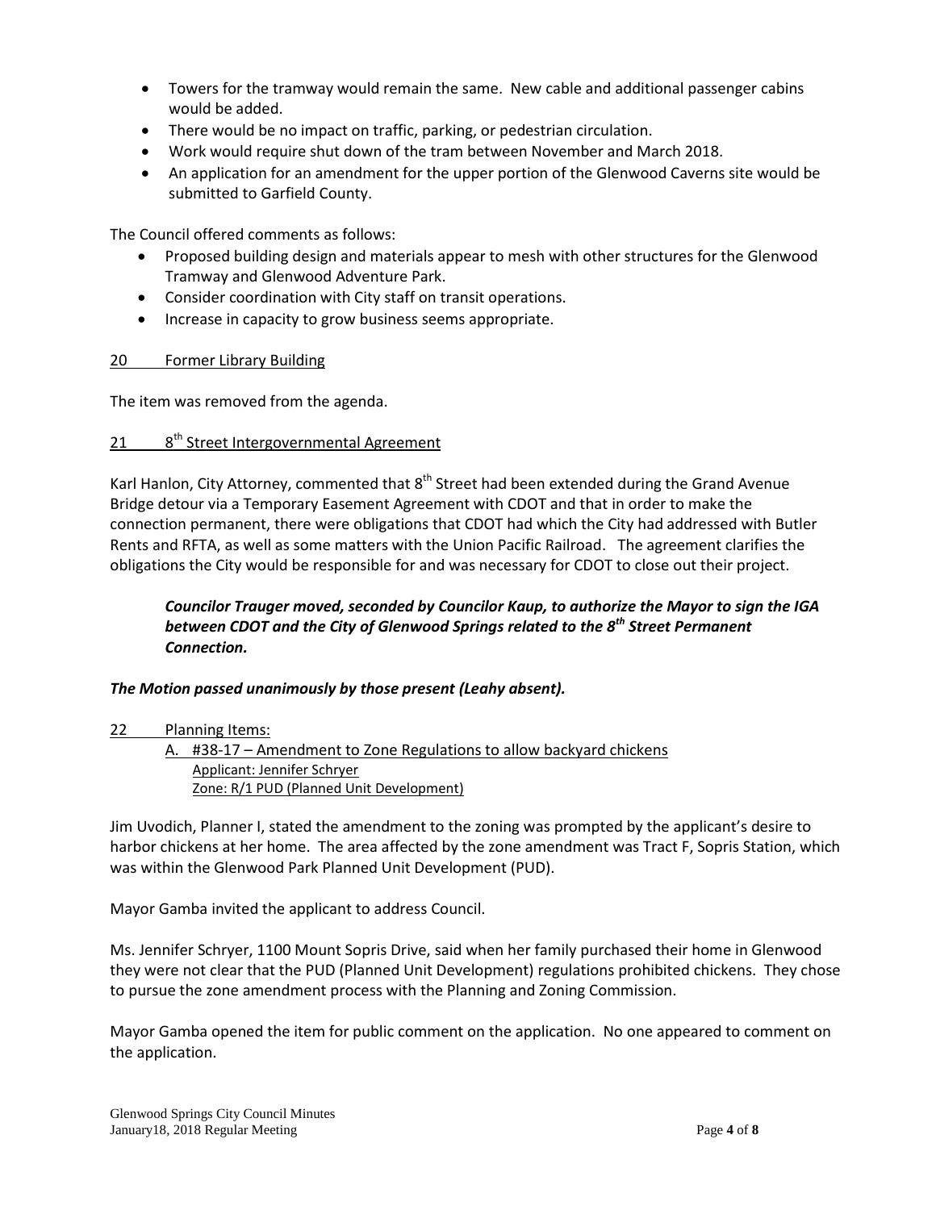- Towers for the tramway would remain the same. New cable and additional passenger cabins would be added.
- There would be no impact on traffic, parking, or pedestrian circulation.
- Work would require shut down of the tram between November and March 2018.
- An application for an amendment for the upper portion of the Glenwood Caverns site would be submitted to Garfield County.

The Council offered comments as follows:

- Proposed building design and materials appear to mesh with other structures for the Glenwood Tramway and Glenwood Adventure Park.
- Consider coordination with City staff on transit operations.
- Increase in capacity to grow business seems appropriate.

20 Former Library Building

The item was removed from the agenda.

21 8th Street Intergovernmental Agreement

Karl Hanlon, City Attorney, commented that 8th Street had been extended during the Grand Avenue Bridge detour via a Temporary Easement Agreement with CDOT and that in order to make the connection permanent, there were obligations that CDOT had which the City had addressed with Butler Rents and RFTA, as well as some matters with the Union Pacific Railroad. The agreement clarifies the obligations the City would be responsible for and was necessary for CDOT to close out their project.

> ***Councilor Trauger moved, seconded by Councilor Kaup, to authorize the Mayor to sign the IGA between CDOT and the City of Glenwood Springs related to the 8th Street Permanent Connection.***

***The Motion passed unanimously by those present (Leahy absent).***

22 Planning Items:

A. #38-17 – Amendment to Zone Regulations to allow backyard chickens
Applicant: Jennifer Schryer
Zone: R/1 PUD (Planned Unit Development)

Jim Uvodich, Planner I, stated the amendment to the zoning was prompted by the applicant's desire to harbor chickens at her home. The area affected by the zone amendment was Tract F, Sopris Station, which was within the Glenwood Park Planned Unit Development (PUD).

Mayor Gamba invited the applicant to address Council.

Ms. Jennifer Schryer, 1100 Mount Sopris Drive, said when her family purchased their home in Glenwood they were not clear that the PUD (Planned Unit Development) regulations prohibited chickens. They chose to pursue the zone amendment process with the Planning and Zoning Commission.

Mayor Gamba opened the item for public comment on the application. No one appeared to comment on the application.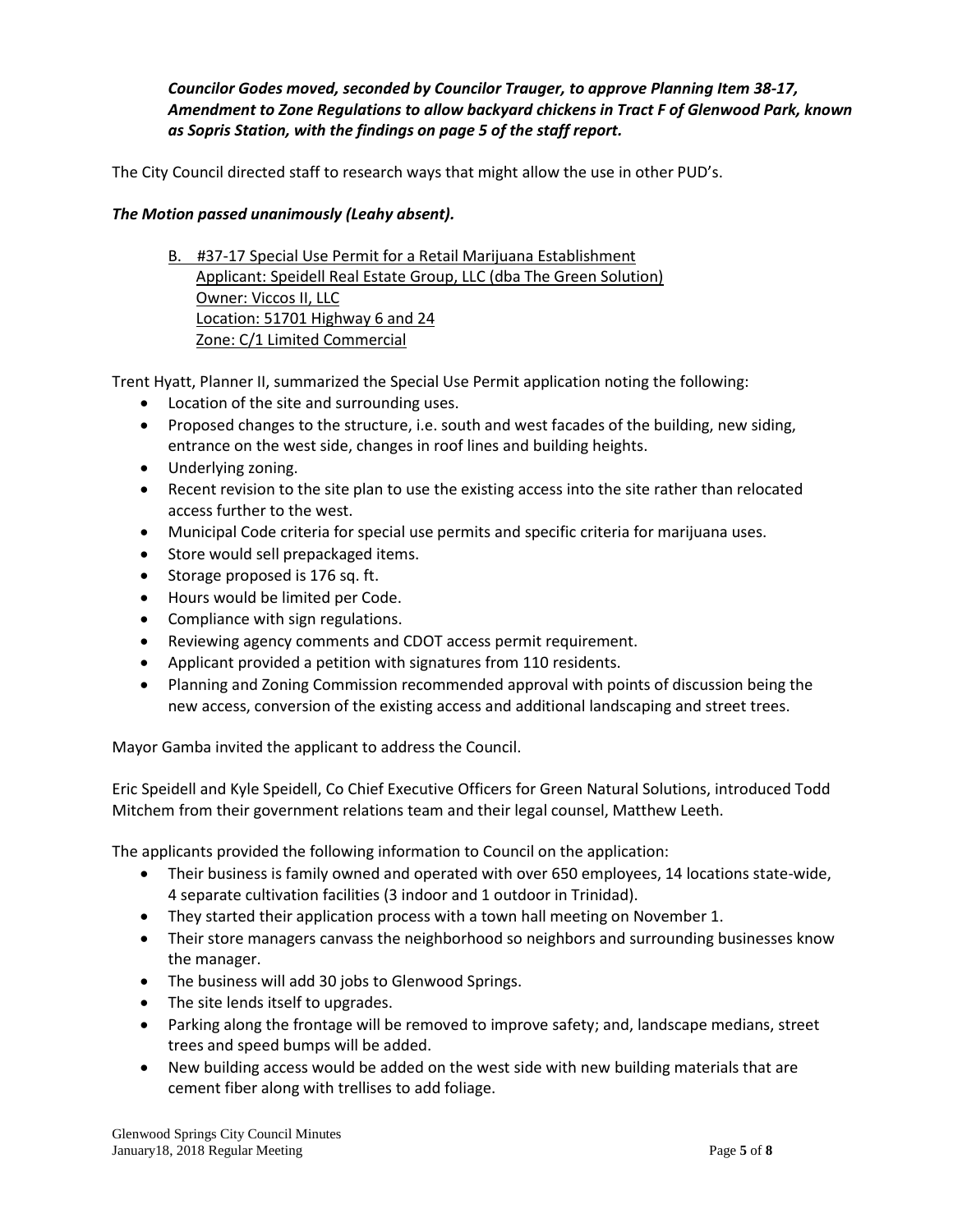***Councilor Godes moved, seconded by Councilor Trauger, to approve Planning Item 38-17, Amendment to Zone Regulations to allow backyard chickens in Tract F of Glenwood Park, known as Sopris Station, with the findings on page 5 of the staff report.***

The City Council directed staff to research ways that might allow the use in other PUD's.

***The Motion passed unanimously (Leahy absent).***

B. <u>#37-17 Special Use Permit for a Retail Marijuana Establishment</u>
<u>Applicant: Speidell Real Estate Group, LLC (dba The Green Solution)</u>
<u>Owner: Viccos II, LLC</u>
<u>Location: 51701 Highway 6 and 24</u>
<u>Zone: C/1 Limited Commercial</u>

Trent Hyatt, Planner II, summarized the Special Use Permit application noting the following:

- Location of the site and surrounding uses.
- Proposed changes to the structure, i.e. south and west facades of the building, new siding, entrance on the west side, changes in roof lines and building heights.
- Underlying zoning.
- Recent revision to the site plan to use the existing access into the site rather than relocated access further to the west.
- Municipal Code criteria for special use permits and specific criteria for marijuana uses.
- Store would sell prepackaged items.
- Storage proposed is 176 sq. ft.
- Hours would be limited per Code.
- Compliance with sign regulations.
- Reviewing agency comments and CDOT access permit requirement.
- Applicant provided a petition with signatures from 110 residents.
- Planning and Zoning Commission recommended approval with points of discussion being the new access, conversion of the existing access and additional landscaping and street trees.

Mayor Gamba invited the applicant to address the Council.

Eric Speidell and Kyle Speidell, Co Chief Executive Officers for Green Natural Solutions, introduced Todd Mitchem from their government relations team and their legal counsel, Matthew Leeth.

The applicants provided the following information to Council on the application:

- Their business is family owned and operated with over 650 employees, 14 locations state-wide, 4 separate cultivation facilities (3 indoor and 1 outdoor in Trinidad).
- They started their application process with a town hall meeting on November 1.
- Their store managers canvass the neighborhood so neighbors and surrounding businesses know the manager.
- The business will add 30 jobs to Glenwood Springs.
- The site lends itself to upgrades.
- Parking along the frontage will be removed to improve safety; and, landscape medians, street trees and speed bumps will be added.
- New building access would be added on the west side with new building materials that are cement fiber along with trellises to add foliage.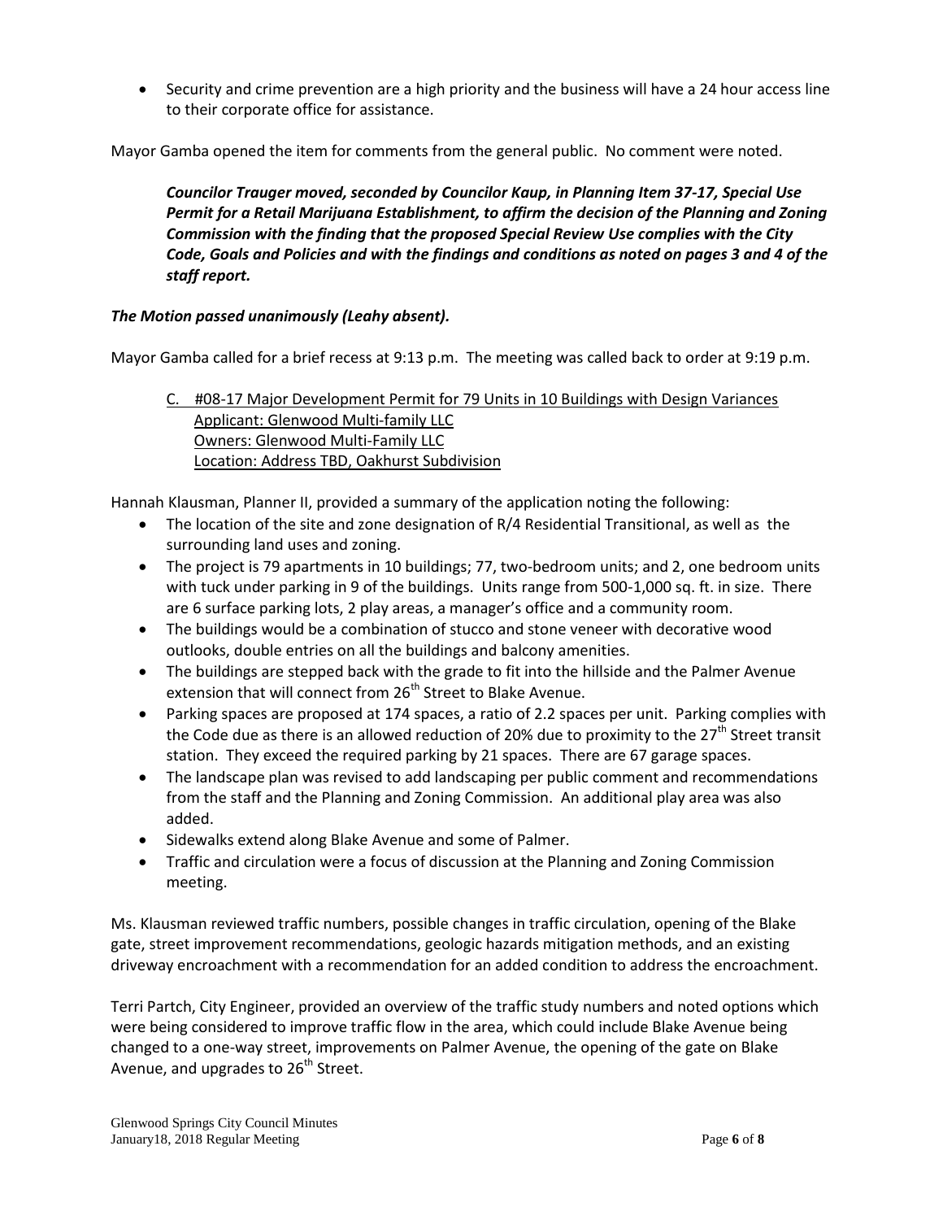- Security and crime prevention are a high priority and the business will have a 24 hour access line to their corporate office for assistance.

Mayor Gamba opened the item for comments from the general public. No comment were noted.

> ***Councilor Trauger moved, seconded by Councilor Kaup, in Planning Item 37-17, Special Use Permit for a Retail Marijuana Establishment, to affirm the decision of the Planning and Zoning Commission with the finding that the proposed Special Review Use complies with the City Code, Goals and Policies and with the findings and conditions as noted on pages 3 and 4 of the staff report.***

***The Motion passed unanimously (Leahy absent).***

Mayor Gamba called for a brief recess at 9:13 p.m. The meeting was called back to order at 9:19 p.m.

C. #08-17 Major Development Permit for 79 Units in 10 Buildings with Design Variances
Applicant: Glenwood Multi-family LLC
Owners: Glenwood Multi-Family LLC
Location: Address TBD, Oakhurst Subdivision

Hannah Klausman, Planner II, provided a summary of the application noting the following:

- The location of the site and zone designation of R/4 Residential Transitional, as well as the surrounding land uses and zoning.
- The project is 79 apartments in 10 buildings; 77, two-bedroom units; and 2, one bedroom units with tuck under parking in 9 of the buildings. Units range from 500-1,000 sq. ft. in size. There are 6 surface parking lots, 2 play areas, a manager's office and a community room.
- The buildings would be a combination of stucco and stone veneer with decorative wood outlooks, double entries on all the buildings and balcony amenities.
- The buildings are stepped back with the grade to fit into the hillside and the Palmer Avenue extension that will connect from 26th Street to Blake Avenue.
- Parking spaces are proposed at 174 spaces, a ratio of 2.2 spaces per unit. Parking complies with the Code due as there is an allowed reduction of 20% due to proximity to the 27th Street transit station. They exceed the required parking by 21 spaces. There are 67 garage spaces.
- The landscape plan was revised to add landscaping per public comment and recommendations from the staff and the Planning and Zoning Commission. An additional play area was also added.
- Sidewalks extend along Blake Avenue and some of Palmer.
- Traffic and circulation were a focus of discussion at the Planning and Zoning Commission meeting.

Ms. Klausman reviewed traffic numbers, possible changes in traffic circulation, opening of the Blake gate, street improvement recommendations, geologic hazards mitigation methods, and an existing driveway encroachment with a recommendation for an added condition to address the encroachment.

Terri Partch, City Engineer, provided an overview of the traffic study numbers and noted options which were being considered to improve traffic flow in the area, which could include Blake Avenue being changed to a one-way street, improvements on Palmer Avenue, the opening of the gate on Blake Avenue, and upgrades to 26th Street.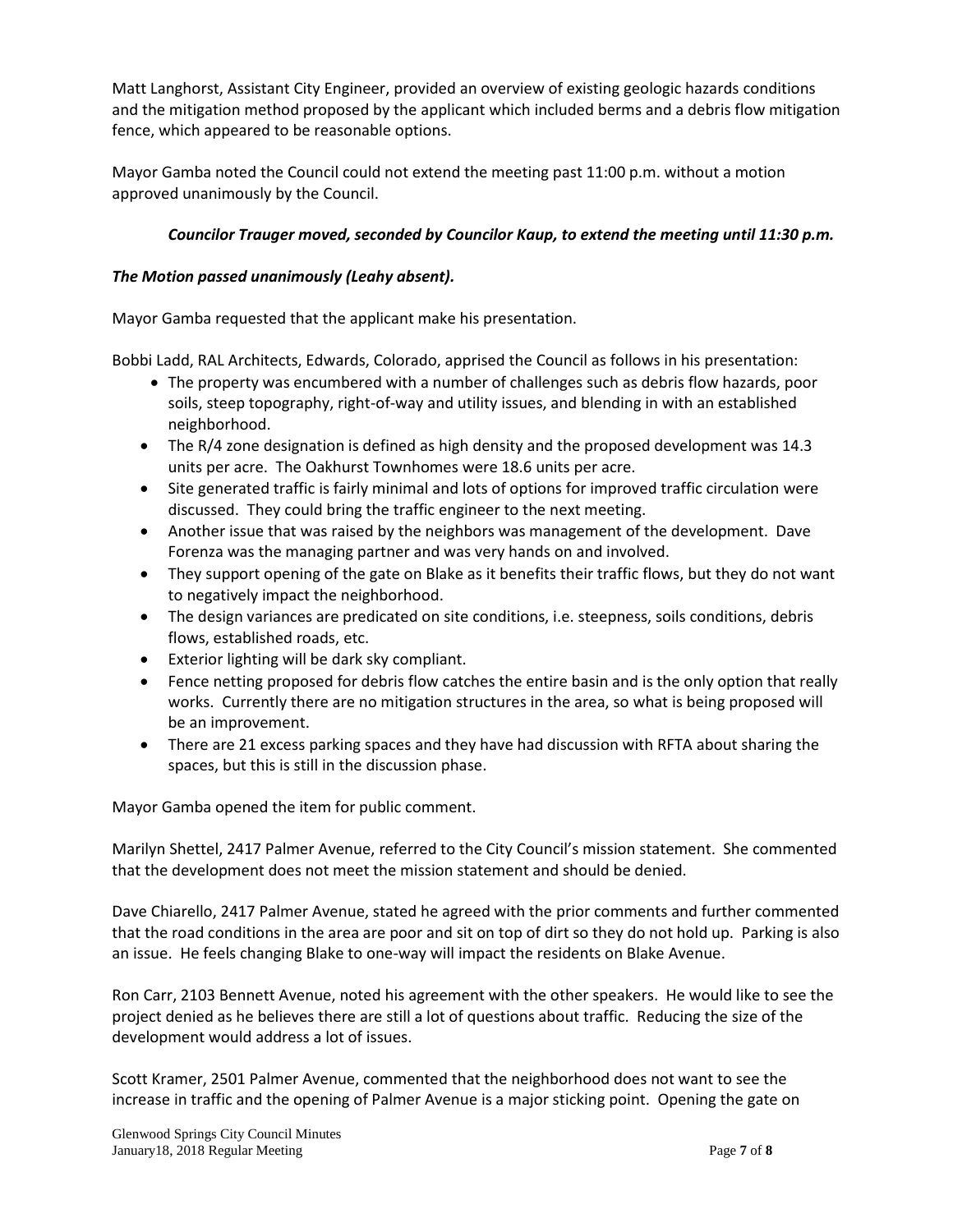Matt Langhorst, Assistant City Engineer, provided an overview of existing geologic hazards conditions and the mitigation method proposed by the applicant which included berms and a debris flow mitigation fence, which appeared to be reasonable options.

Mayor Gamba noted the Council could not extend the meeting past 11:00 p.m. without a motion approved unanimously by the Council.

***Councilor Trauger moved, seconded by Councilor Kaup, to extend the meeting until 11:30 p.m.***

***The Motion passed unanimously (Leahy absent).***

Mayor Gamba requested that the applicant make his presentation.

Bobbi Ladd, RAL Architects, Edwards, Colorado, apprised the Council as follows in his presentation:

- The property was encumbered with a number of challenges such as debris flow hazards, poor soils, steep topography, right-of-way and utility issues, and blending in with an established neighborhood.
- The R/4 zone designation is defined as high density and the proposed development was 14.3 units per acre. The Oakhurst Townhomes were 18.6 units per acre.
- Site generated traffic is fairly minimal and lots of options for improved traffic circulation were discussed. They could bring the traffic engineer to the next meeting.
- Another issue that was raised by the neighbors was management of the development. Dave Forenza was the managing partner and was very hands on and involved.
- They support opening of the gate on Blake as it benefits their traffic flows, but they do not want to negatively impact the neighborhood.
- The design variances are predicated on site conditions, i.e. steepness, soils conditions, debris flows, established roads, etc.
- Exterior lighting will be dark sky compliant.
- Fence netting proposed for debris flow catches the entire basin and is the only option that really works. Currently there are no mitigation structures in the area, so what is being proposed will be an improvement.
- There are 21 excess parking spaces and they have had discussion with RFTA about sharing the spaces, but this is still in the discussion phase.

Mayor Gamba opened the item for public comment.

Marilyn Shettel, 2417 Palmer Avenue, referred to the City Council's mission statement. She commented that the development does not meet the mission statement and should be denied.

Dave Chiarello, 2417 Palmer Avenue, stated he agreed with the prior comments and further commented that the road conditions in the area are poor and sit on top of dirt so they do not hold up. Parking is also an issue. He feels changing Blake to one-way will impact the residents on Blake Avenue.

Ron Carr, 2103 Bennett Avenue, noted his agreement with the other speakers. He would like to see the project denied as he believes there are still a lot of questions about traffic. Reducing the size of the development would address a lot of issues.

Scott Kramer, 2501 Palmer Avenue, commented that the neighborhood does not want to see the increase in traffic and the opening of Palmer Avenue is a major sticking point. Opening the gate on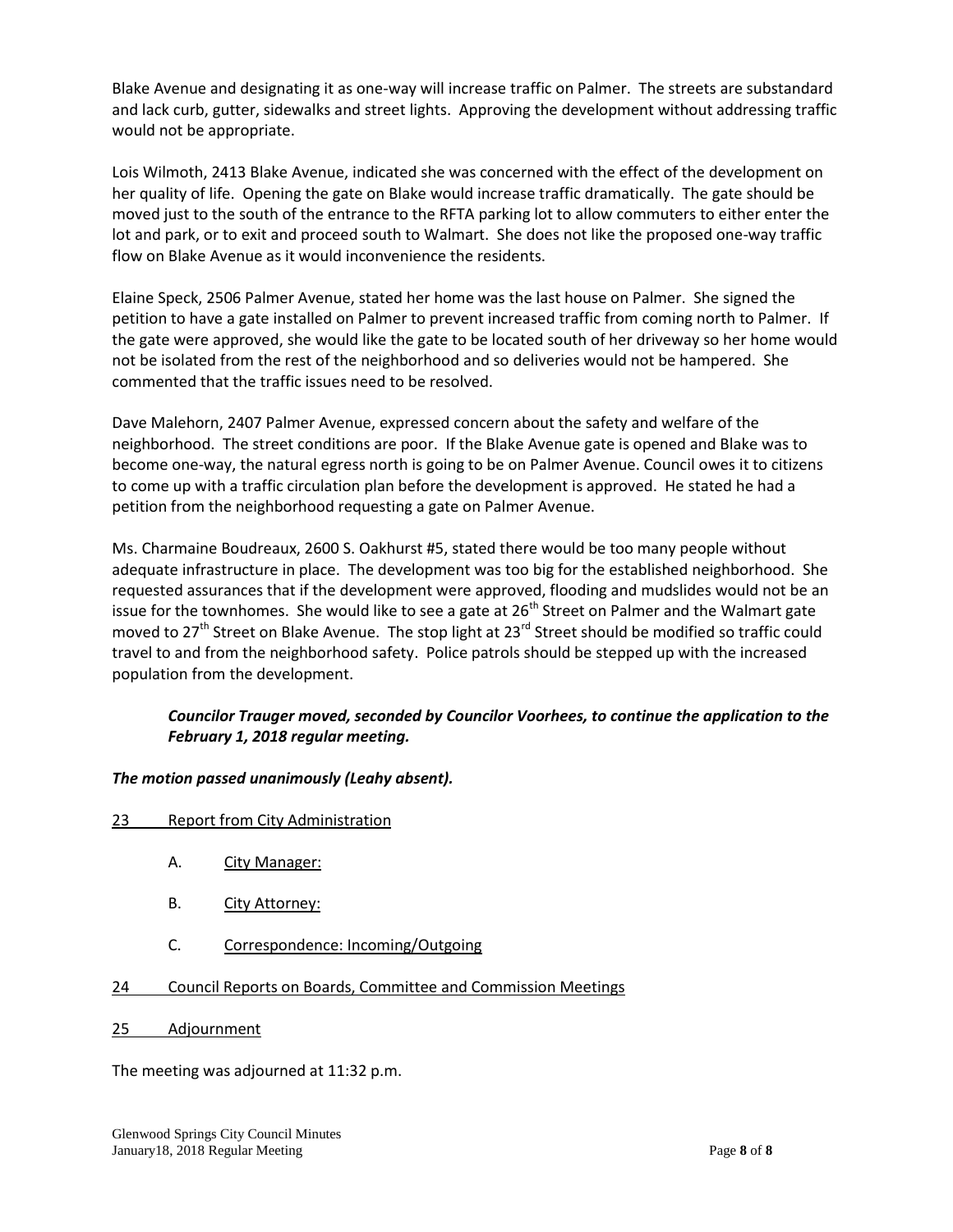Blake Avenue and designating it as one-way will increase traffic on Palmer. The streets are substandard and lack curb, gutter, sidewalks and street lights. Approving the development without addressing traffic would not be appropriate.

Lois Wilmoth, 2413 Blake Avenue, indicated she was concerned with the effect of the development on her quality of life. Opening the gate on Blake would increase traffic dramatically. The gate should be moved just to the south of the entrance to the RFTA parking lot to allow commuters to either enter the lot and park, or to exit and proceed south to Walmart. She does not like the proposed one-way traffic flow on Blake Avenue as it would inconvenience the residents.

Elaine Speck, 2506 Palmer Avenue, stated her home was the last house on Palmer. She signed the petition to have a gate installed on Palmer to prevent increased traffic from coming north to Palmer. If the gate were approved, she would like the gate to be located south of her driveway so her home would not be isolated from the rest of the neighborhood and so deliveries would not be hampered. She commented that the traffic issues need to be resolved.

Dave Malehorn, 2407 Palmer Avenue, expressed concern about the safety and welfare of the neighborhood. The street conditions are poor. If the Blake Avenue gate is opened and Blake was to become one-way, the natural egress north is going to be on Palmer Avenue. Council owes it to citizens to come up with a traffic circulation plan before the development is approved. He stated he had a petition from the neighborhood requesting a gate on Palmer Avenue.

Ms. Charmaine Boudreaux, 2600 S. Oakhurst #5, stated there would be too many people without adequate infrastructure in place. The development was too big for the established neighborhood. She requested assurances that if the development were approved, flooding and mudslides would not be an issue for the townhomes. She would like to see a gate at 26th Street on Palmer and the Walmart gate moved to 27th Street on Blake Avenue. The stop light at 23rd Street should be modified so traffic could travel to and from the neighborhood safety. Police patrols should be stepped up with the increased population from the development.

> ***Councilor Trauger moved, seconded by Councilor Voorhees, to continue the application to the February 1, 2018 regular meeting.***

***The motion passed unanimously (Leahy absent).***

23 Report from City Administration

- A. City Manager:
- B. City Attorney:
- C. Correspondence: Incoming/Outgoing

24 Council Reports on Boards, Committee and Commission Meetings

25 Adjournment

The meeting was adjourned at 11:32 p.m.